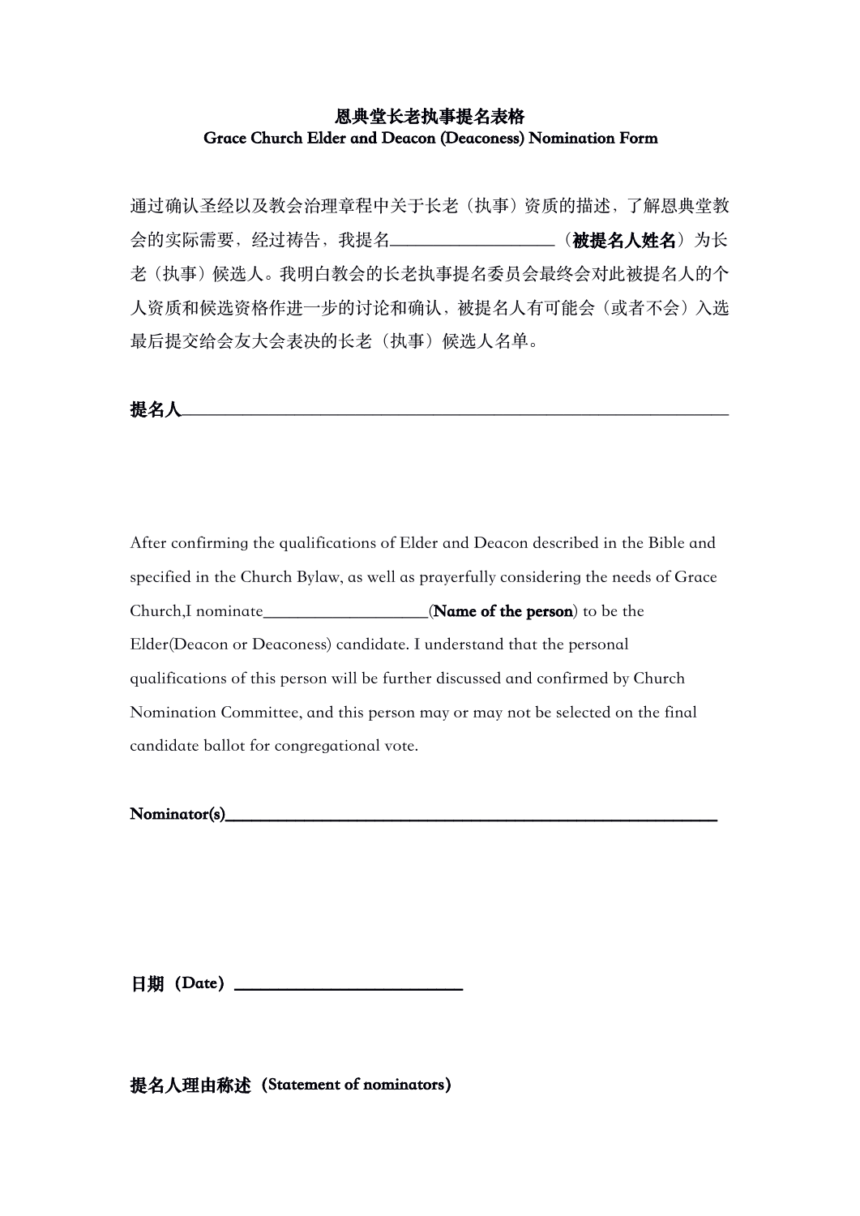**恩典堂长老执事提名表格**

**Grace Church Elder and Deacon (Deaconess) Nomination Form**

通过确认圣经以及教会治理章程中关于长老（执事）资质的描述，了解恩典堂教会的实际需要，经过祷告，我提名\_\_\_\_\_\_\_\_\_\_\_\_\_\_\_\_\_\_\_\_（**被提名人姓名**）为长老（执事）候选人。我明白教会的长老执事提名委员会最终会对此被提名人的个人资质和候选资格作进一步的讨论和确认，被提名人有可能会（或者不会）入选最后提交给会友大会表决的长老（执事）候选人名单。

**提名人**\_\_\_\_\_\_\_\_\_\_\_\_\_\_\_\_\_\_\_\_\_\_\_\_\_\_\_\_\_\_\_\_\_\_\_\_\_\_\_\_\_\_\_\_\_\_\_\_\_\_\_\_\_\_\_\_\_\_\_\_

After confirming the qualifications of Elder and Deacon described in the Bible and specified in the Church Bylaw, as well as prayerfully considering the needs of Grace Church,I nominate\_\_\_\_\_\_\_\_\_\_\_\_\_\_\_\_\_\_\_\_(**Name of the person**) to be the Elder(Deacon or Deaconess) candidate. I understand that the personal qualifications of this person will be further discussed and confirmed by Church Nomination Committee, and this person may or may not be selected on the final candidate ballot for congregational vote.

**Nominator(s)**\_\_\_\_\_\_\_\_\_\_\_\_\_\_\_\_\_\_\_\_\_\_\_\_\_\_\_\_\_\_\_\_\_\_\_\_\_\_\_\_\_\_\_\_\_\_\_\_\_\_\_\_\_\_\_\_

**日期（Date）**\_\_\_\_\_\_\_\_\_\_\_\_\_\_\_\_\_\_\_\_\_\_\_\_\_\_\_\_

**提名人理由称述（Statement of nominators）**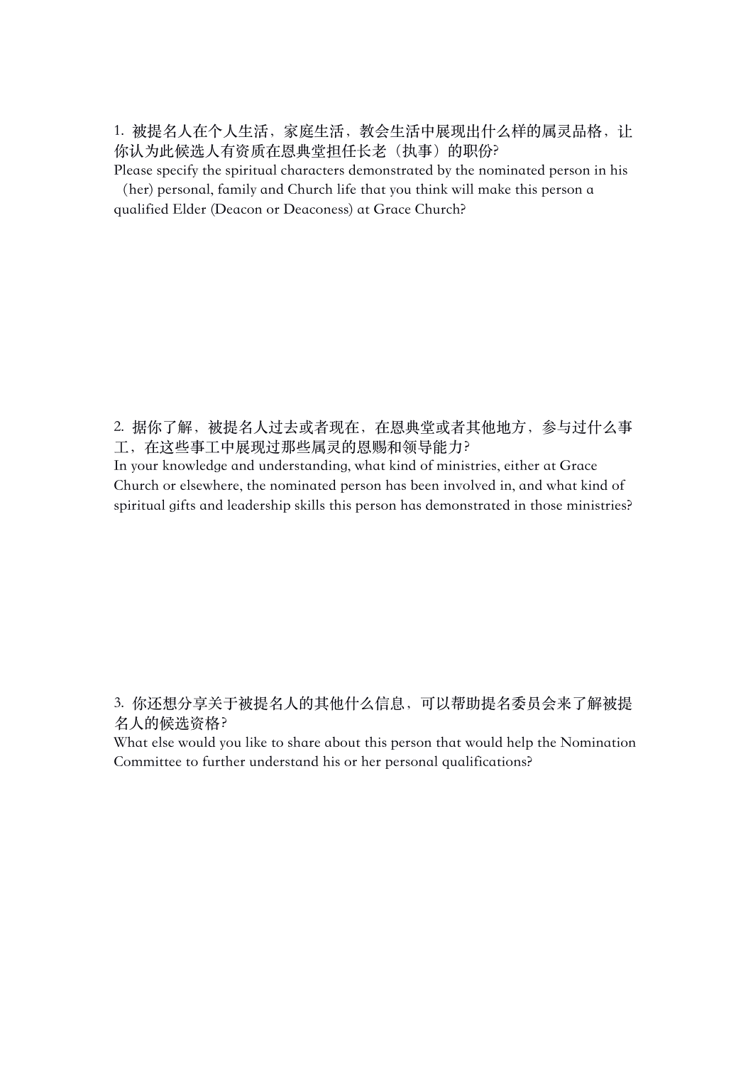1. 被提名人在个人生活，家庭生活，教会生活中展现出什么样的属灵品格，让你认为此候选人有资质在恩典堂担任长老（执事）的职份?
Please specify the spiritual characters demonstrated by the nominated person in his（her) personal, family and Church life that you think will make this person a qualified Elder (Deacon or Deaconess) at Grace Church?

2. 据你了解，被提名人过去或者现在，在恩典堂或者其他地方，参与过什么事工，在这些事工中展现过那些属灵的恩赐和领导能力?
In your knowledge and understanding, what kind of ministries, either at Grace Church or elsewhere, the nominated person has been involved in, and what kind of spiritual gifts and leadership skills this person has demonstrated in those ministries?

3. 你还想分享关于被提名人的其他什么信息，可以帮助提名委员会来了解被提名人的候选资格?
What else would you like to share about this person that would help the Nomination Committee to further understand his or her personal qualifications?